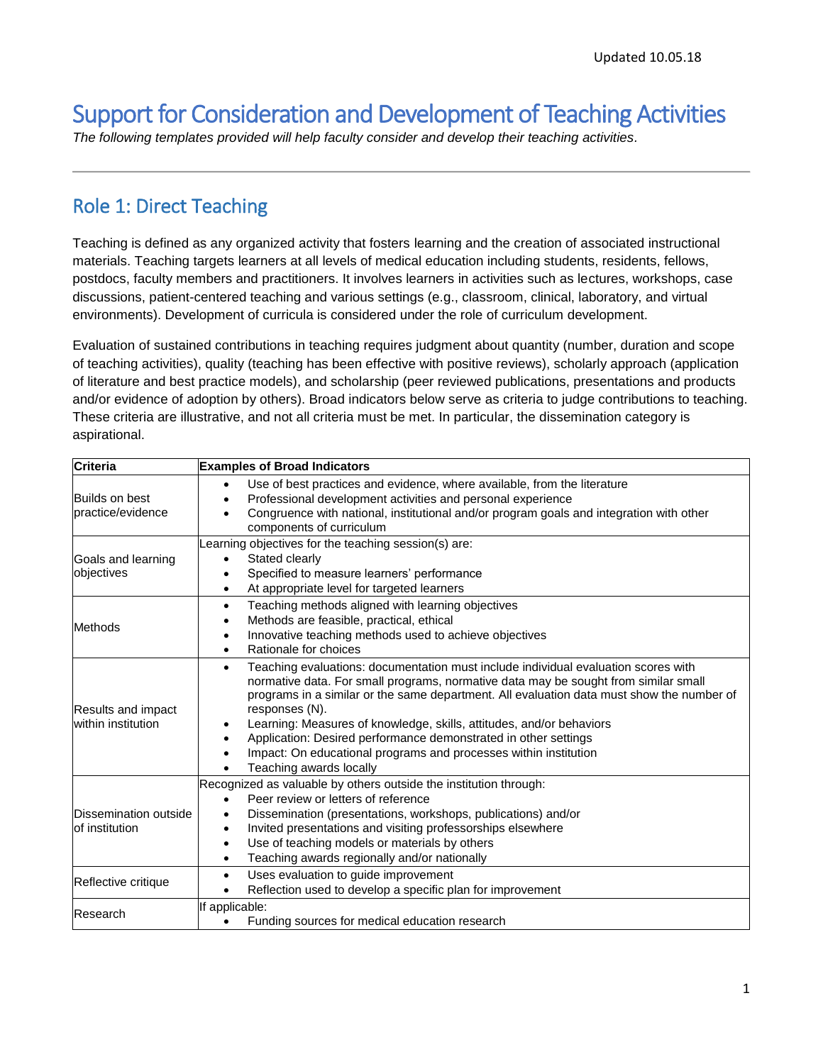Updated 10.05.18

# Support for Consideration and Development of Teaching Activities

*The following templates provided will help faculty consider and develop their teaching activities.*

---

## Role 1: Direct Teaching

Teaching is defined as any organized activity that fosters learning and the creation of associated instructional materials. Teaching targets learners at all levels of medical education including students, residents, fellows, postdocs, faculty members and practitioners. It involves learners in activities such as lectures, workshops, case discussions, patient-centered teaching and various settings (e.g., classroom, clinical, laboratory, and virtual environments). Development of curricula is considered under the role of curriculum development.

Evaluation of sustained contributions in teaching requires judgment about quantity (number, duration and scope of teaching activities), quality (teaching has been effective with positive reviews), scholarly approach (application of literature and best practice models), and scholarship (peer reviewed publications, presentations and products and/or evidence of adoption by others). Broad indicators below serve as criteria to judge contributions to teaching. These criteria are illustrative, and not all criteria must be met. In particular, the dissemination category is aspirational.

| **Criteria** | **Examples of Broad Indicators** |
|---|---|
| Builds on best practice/evidence | • Use of best practices and evidence, where available, from the literature<br>• Professional development activities and personal experience<br>• Congruence with national, institutional and/or program goals and integration with other components of curriculum |
| Goals and learning objectives | Learning objectives for the teaching session(s) are:<br>• Stated clearly<br>• Specified to measure learners' performance<br>• At appropriate level for targeted learners |
| Methods | • Teaching methods aligned with learning objectives<br>• Methods are feasible, practical, ethical<br>• Innovative teaching methods used to achieve objectives<br>• Rationale for choices |
| Results and impact within institution | • Teaching evaluations: documentation must include individual evaluation scores with normative data. For small programs, normative data may be sought from similar small programs in a similar or the same department. All evaluation data must show the number of responses (N).<br>• Learning: Measures of knowledge, skills, attitudes, and/or behaviors<br>• Application: Desired performance demonstrated in other settings<br>• Impact: On educational programs and processes within institution<br>• Teaching awards locally |
| Dissemination outside of institution | Recognized as valuable by others outside the institution through:<br>• Peer review or letters of reference<br>• Dissemination (presentations, workshops, publications) and/or<br>• Invited presentations and visiting professorships elsewhere<br>• Use of teaching models or materials by others<br>• Teaching awards regionally and/or nationally |
| Reflective critique | • Uses evaluation to guide improvement<br>• Reflection used to develop a specific plan for improvement |
| Research | If applicable:<br>• Funding sources for medical education research |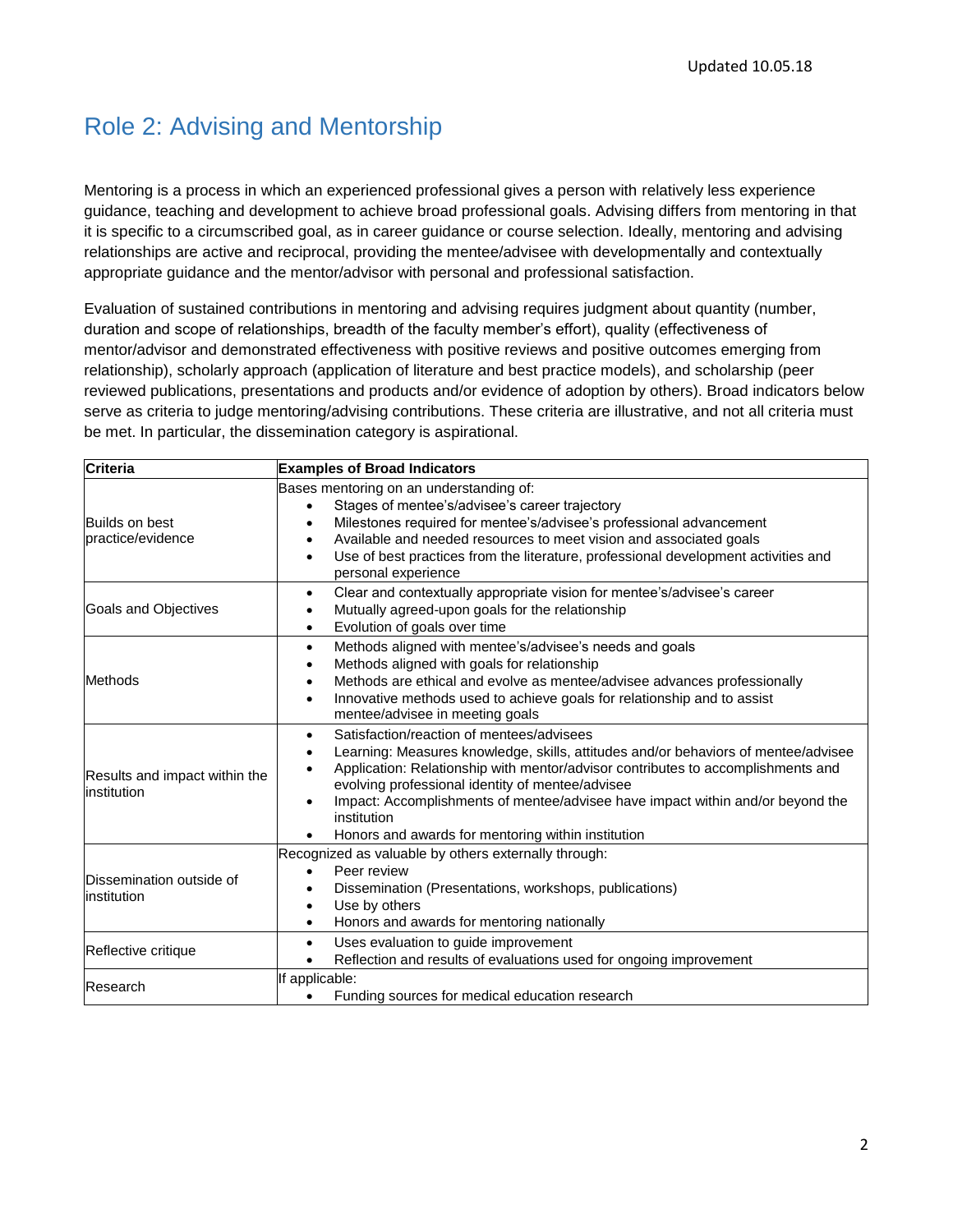## Role 2: Advising and Mentorship

Mentoring is a process in which an experienced professional gives a person with relatively less experience guidance, teaching and development to achieve broad professional goals. Advising differs from mentoring in that it is specific to a circumscribed goal, as in career guidance or course selection. Ideally, mentoring and advising relationships are active and reciprocal, providing the mentee/advisee with developmentally and contextually appropriate guidance and the mentor/advisor with personal and professional satisfaction.

Evaluation of sustained contributions in mentoring and advising requires judgment about quantity (number, duration and scope of relationships, breadth of the faculty member's effort), quality (effectiveness of mentor/advisor and demonstrated effectiveness with positive reviews and positive outcomes emerging from relationship), scholarly approach (application of literature and best practice models), and scholarship (peer reviewed publications, presentations and products and/or evidence of adoption by others). Broad indicators below serve as criteria to judge mentoring/advising contributions. These criteria are illustrative, and not all criteria must be met. In particular, the dissemination category is aspirational.

| **Criteria** | **Examples of Broad Indicators** |
|---|---|
| Builds on best practice/evidence | Bases mentoring on an understanding of:<br>• Stages of mentee's/advisee's career trajectory<br>• Milestones required for mentee's/advisee's professional advancement<br>• Available and needed resources to meet vision and associated goals<br>• Use of best practices from the literature, professional development activities and personal experience |
| Goals and Objectives | • Clear and contextually appropriate vision for mentee's/advisee's career<br>• Mutually agreed-upon goals for the relationship<br>• Evolution of goals over time |
| Methods | • Methods aligned with mentee's/advisee's needs and goals<br>• Methods aligned with goals for relationship<br>• Methods are ethical and evolve as mentee/advisee advances professionally<br>• Innovative methods used to achieve goals for relationship and to assist mentee/advisee in meeting goals |
| Results and impact within the institution | • Satisfaction/reaction of mentees/advisees<br>• Learning: Measures knowledge, skills, attitudes and/or behaviors of mentee/advisee<br>• Application: Relationship with mentor/advisor contributes to accomplishments and evolving professional identity of mentee/advisee<br>• Impact: Accomplishments of mentee/advisee have impact within and/or beyond the institution<br>• Honors and awards for mentoring within institution |
| Dissemination outside of institution | Recognized as valuable by others externally through:<br>• Peer review<br>• Dissemination (Presentations, workshops, publications)<br>• Use by others<br>• Honors and awards for mentoring nationally |
| Reflective critique | • Uses evaluation to guide improvement<br>• Reflection and results of evaluations used for ongoing improvement |
| Research | If applicable:<br>• Funding sources for medical education research |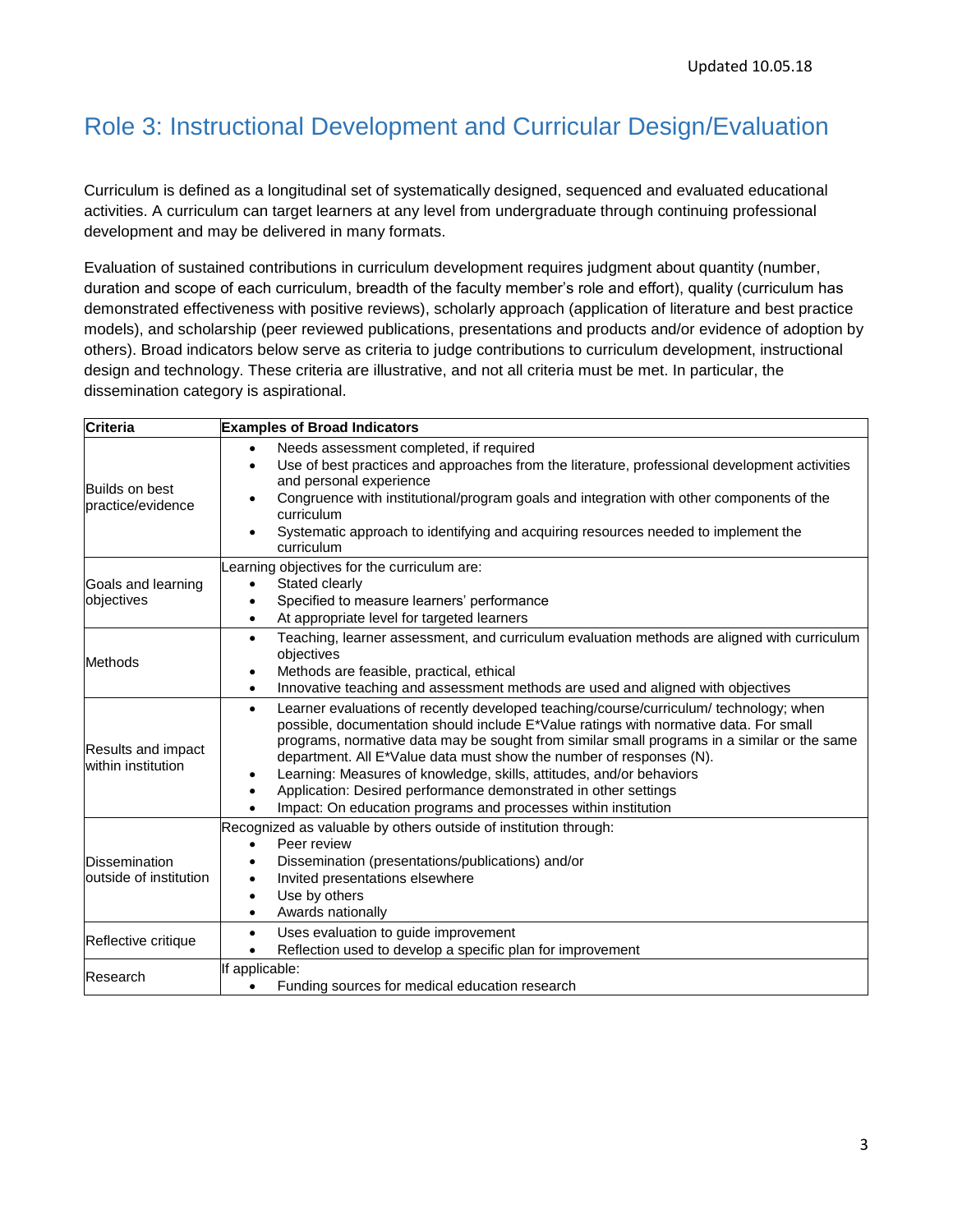## Role 3: Instructional Development and Curricular Design/Evaluation

Curriculum is defined as a longitudinal set of systematically designed, sequenced and evaluated educational activities. A curriculum can target learners at any level from undergraduate through continuing professional development and may be delivered in many formats.

Evaluation of sustained contributions in curriculum development requires judgment about quantity (number, duration and scope of each curriculum, breadth of the faculty member's role and effort), quality (curriculum has demonstrated effectiveness with positive reviews), scholarly approach (application of literature and best practice models), and scholarship (peer reviewed publications, presentations and products and/or evidence of adoption by others). Broad indicators below serve as criteria to judge contributions to curriculum development, instructional design and technology. These criteria are illustrative, and not all criteria must be met. In particular, the dissemination category is aspirational.

| Criteria | Examples of Broad Indicators |
|---|---|
| Builds on best practice/evidence | • Needs assessment completed, if required<br>• Use of best practices and approaches from the literature, professional development activities and personal experience<br>• Congruence with institutional/program goals and integration with other components of the curriculum<br>• Systematic approach to identifying and acquiring resources needed to implement the curriculum |
| Goals and learning objectives | Learning objectives for the curriculum are:<br>• Stated clearly<br>• Specified to measure learners' performance<br>• At appropriate level for targeted learners |
| Methods | • Teaching, learner assessment, and curriculum evaluation methods are aligned with curriculum objectives<br>• Methods are feasible, practical, ethical<br>• Innovative teaching and assessment methods are used and aligned with objectives |
| Results and impact within institution | • Learner evaluations of recently developed teaching/course/curriculum/ technology; when possible, documentation should include E*Value ratings with normative data. For small programs, normative data may be sought from similar small programs in a similar or the same department. All E*Value data must show the number of responses (N).<br>• Learning: Measures of knowledge, skills, attitudes, and/or behaviors<br>• Application: Desired performance demonstrated in other settings<br>• Impact: On education programs and processes within institution |
| Dissemination outside of institution | Recognized as valuable by others outside of institution through:<br>• Peer review<br>• Dissemination (presentations/publications) and/or<br>• Invited presentations elsewhere<br>• Use by others<br>• Awards nationally |
| Reflective critique | • Uses evaluation to guide improvement<br>• Reflection used to develop a specific plan for improvement |
| Research | If applicable:<br>• Funding sources for medical education research |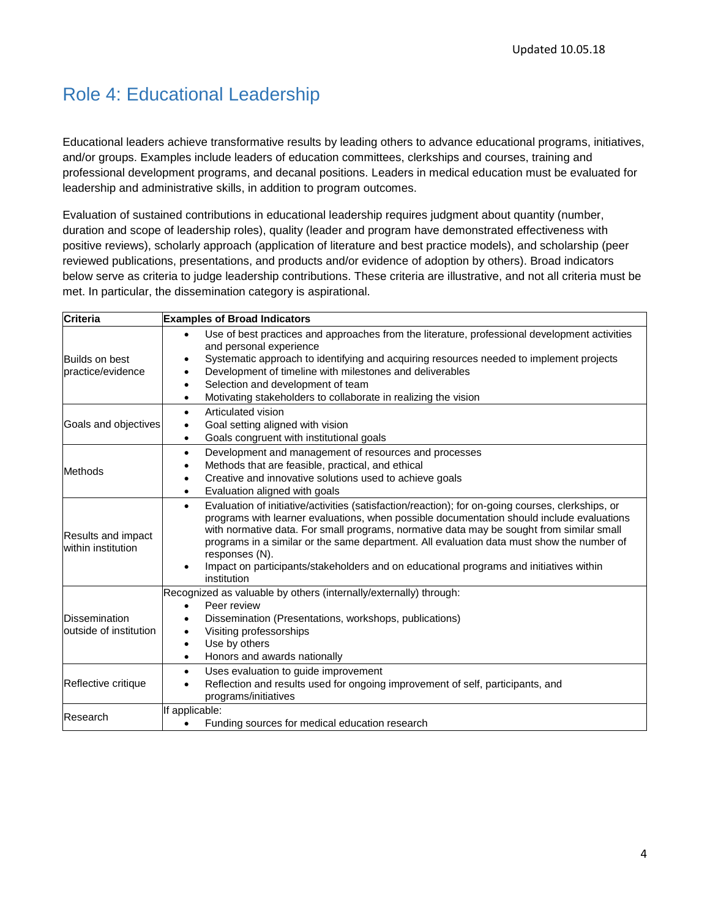# Role 4: Educational Leadership

Educational leaders achieve transformative results by leading others to advance educational programs, initiatives, and/or groups. Examples include leaders of education committees, clerkships and courses, training and professional development programs, and decanal positions. Leaders in medical education must be evaluated for leadership and administrative skills, in addition to program outcomes.

Evaluation of sustained contributions in educational leadership requires judgment about quantity (number, duration and scope of leadership roles), quality (leader and program have demonstrated effectiveness with positive reviews), scholarly approach (application of literature and best practice models), and scholarship (peer reviewed publications, presentations, and products and/or evidence of adoption by others). Broad indicators below serve as criteria to judge leadership contributions. These criteria are illustrative, and not all criteria must be met. In particular, the dissemination category is aspirational.

| **Criteria** | **Examples of Broad Indicators** |
|---|---|
| Builds on best practice/evidence | • Use of best practices and approaches from the literature, professional development activities and personal experience<br>• Systematic approach to identifying and acquiring resources needed to implement projects<br>• Development of timeline with milestones and deliverables<br>• Selection and development of team<br>• Motivating stakeholders to collaborate in realizing the vision |
| Goals and objectives | • Articulated vision<br>• Goal setting aligned with vision<br>• Goals congruent with institutional goals |
| Methods | • Development and management of resources and processes<br>• Methods that are feasible, practical, and ethical<br>• Creative and innovative solutions used to achieve goals<br>• Evaluation aligned with goals |
| Results and impact within institution | • Evaluation of initiative/activities (satisfaction/reaction); for on-going courses, clerkships, or programs with learner evaluations, when possible documentation should include evaluations with normative data. For small programs, normative data may be sought from similar small programs in a similar or the same department. All evaluation data must show the number of responses (N).<br>• Impact on participants/stakeholders and on educational programs and initiatives within institution |
| Dissemination outside of institution | Recognized as valuable by others (internally/externally) through:<br>• Peer review<br>• Dissemination (Presentations, workshops, publications)<br>• Visiting professorships<br>• Use by others<br>• Honors and awards nationally |
| Reflective critique | • Uses evaluation to guide improvement<br>• Reflection and results used for ongoing improvement of self, participants, and programs/initiatives |
| Research | If applicable:<br>• Funding sources for medical education research |